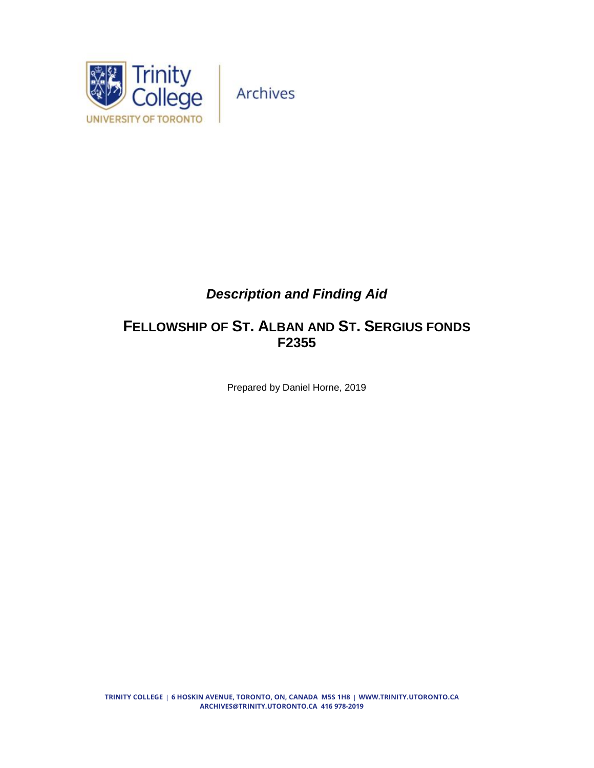Trinity College
UNIVERSITY OF TORONTO

Archives

# *Description and Finding Aid*

## FELLOWSHIP OF ST. ALBAN AND ST. SERGIUS FONDS
## F2355

Prepared by Daniel Horne, 2019

TRINITY COLLEGE | 6 HOSKIN AVENUE, TORONTO, ON, CANADA M5S 1H8 | WWW.TRINITY.UTORONTO.CA
ARCHIVES@TRINITY.UTORONTO.CA 416 978-2019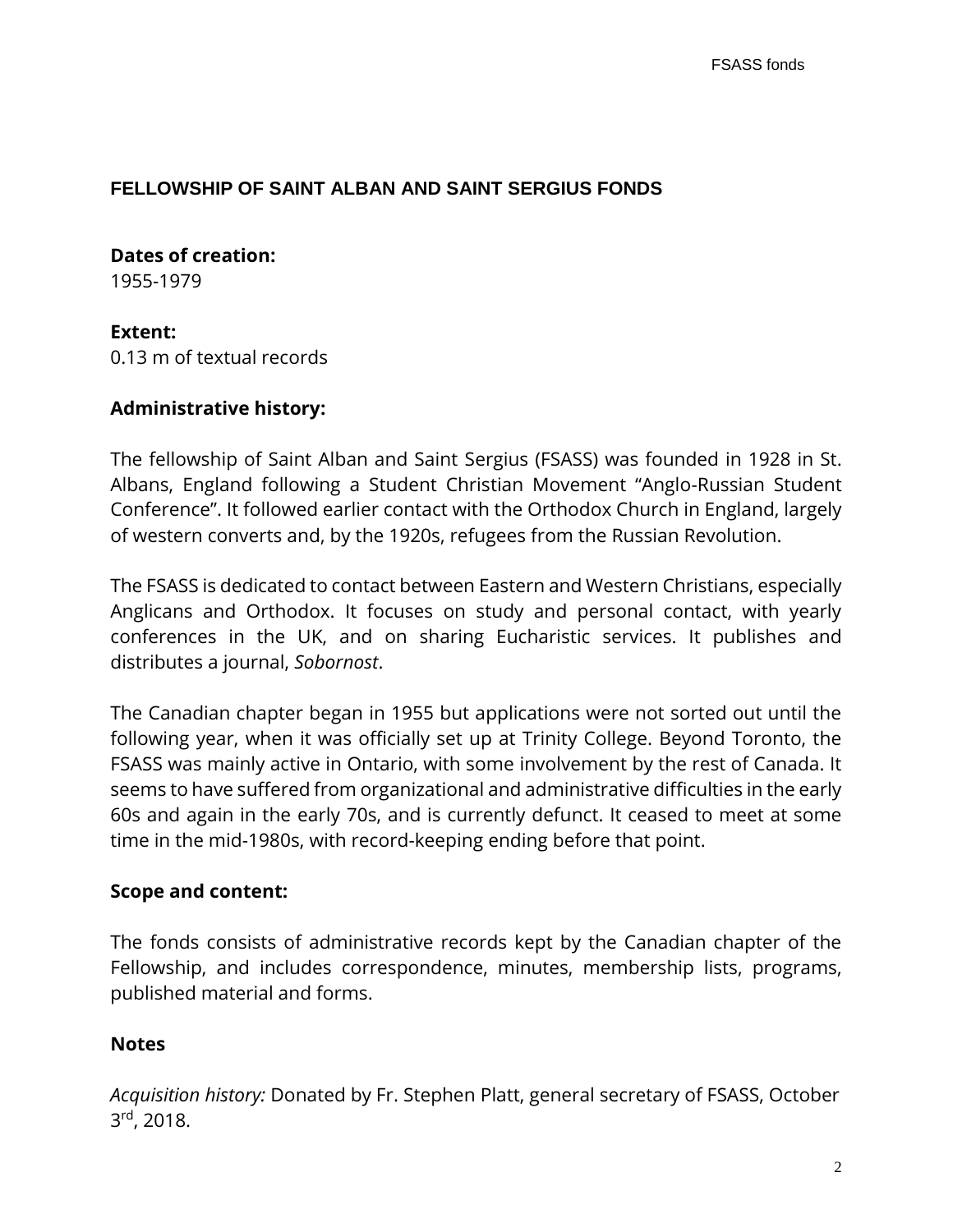# FELLOWSHIP OF SAINT ALBAN AND SAINT SERGIUS FONDS

**Dates of creation:**
1955-1979

**Extent:**
0.13 m of textual records

**Administrative history:**

The fellowship of Saint Alban and Saint Sergius (FSASS) was founded in 1928 in St. Albans, England following a Student Christian Movement "Anglo-Russian Student Conference". It followed earlier contact with the Orthodox Church in England, largely of western converts and, by the 1920s, refugees from the Russian Revolution.

The FSASS is dedicated to contact between Eastern and Western Christians, especially Anglicans and Orthodox. It focuses on study and personal contact, with yearly conferences in the UK, and on sharing Eucharistic services. It publishes and distributes a journal, *Sobornost*.

The Canadian chapter began in 1955 but applications were not sorted out until the following year, when it was officially set up at Trinity College. Beyond Toronto, the FSASS was mainly active in Ontario, with some involvement by the rest of Canada. It seems to have suffered from organizational and administrative difficulties in the early 60s and again in the early 70s, and is currently defunct. It ceased to meet at some time in the mid-1980s, with record-keeping ending before that point.

**Scope and content:**

The fonds consists of administrative records kept by the Canadian chapter of the Fellowship, and includes correspondence, minutes, membership lists, programs, published material and forms.

**Notes**

*Acquisition history:* Donated by Fr. Stephen Platt, general secretary of FSASS, October 3rd, 2018.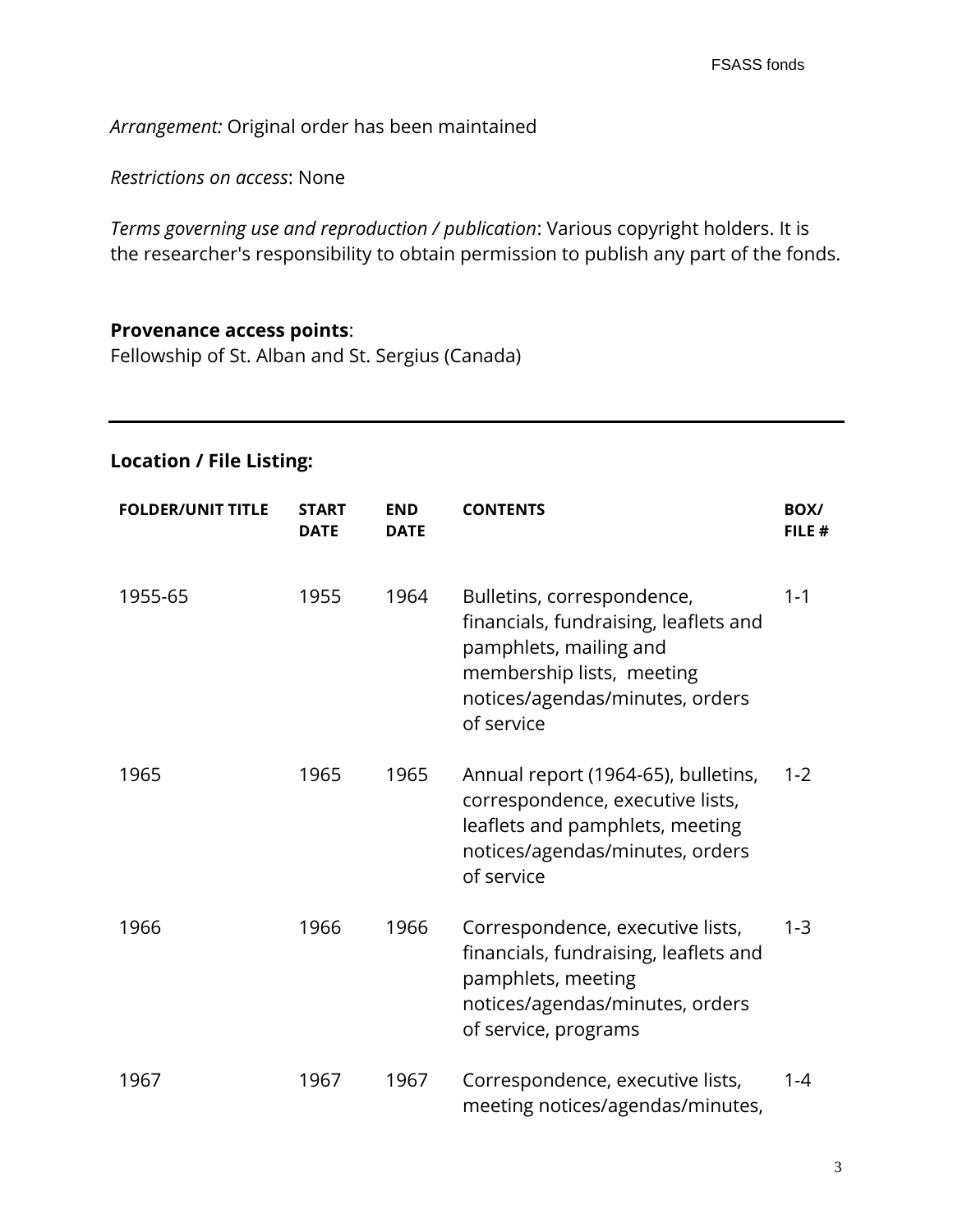*Arrangement:* Original order has been maintained

*Restrictions on access*: None

*Terms governing use and reproduction / publication*: Various copyright holders. It is the researcher's responsibility to obtain permission to publish any part of the fonds.

**Provenance access points**:
Fellowship of St. Alban and St. Sergius (Canada)

---

**Location / File Listing:**

| FOLDER/UNIT TITLE | START DATE | END DATE | CONTENTS | BOX/ FILE # |
|---|---|---|---|---|
| 1955-65 | 1955 | 1964 | Bulletins, correspondence, financials, fundraising, leaflets and pamphlets, mailing and membership lists, meeting notices/agendas/minutes, orders of service | 1-1 |
| 1965 | 1965 | 1965 | Annual report (1964-65), bulletins, correspondence, executive lists, leaflets and pamphlets, meeting notices/agendas/minutes, orders of service | 1-2 |
| 1966 | 1966 | 1966 | Correspondence, executive lists, financials, fundraising, leaflets and pamphlets, meeting notices/agendas/minutes, orders of service, programs | 1-3 |
| 1967 | 1967 | 1967 | Correspondence, executive lists, meeting notices/agendas/minutes, | 1-4 |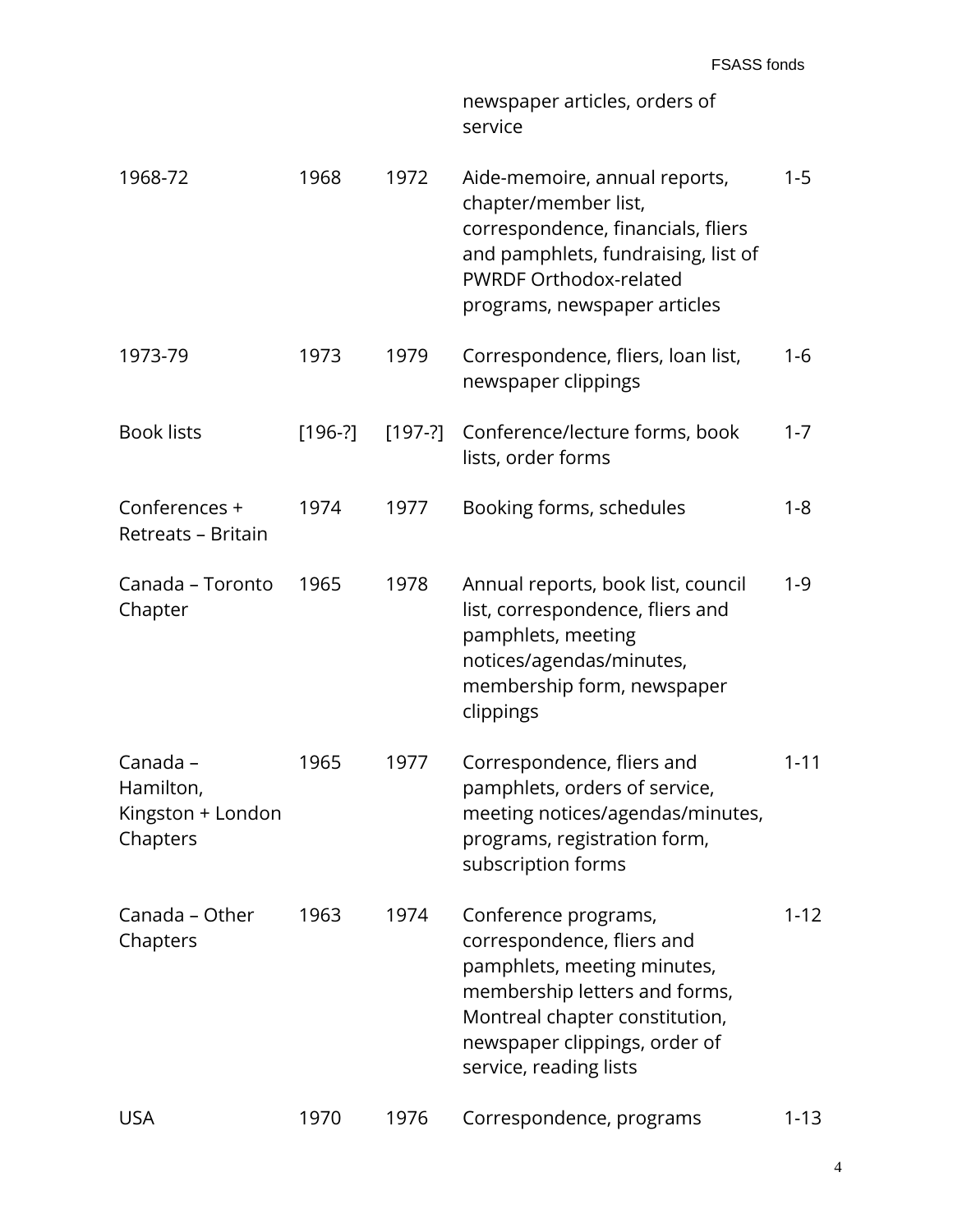| | | | | |
|---|---|---|---|---|
| | | | newspaper articles, orders of service | |
| 1968-72 | 1968 | 1972 | Aide-memoire, annual reports, chapter/member list, correspondence, financials, fliers and pamphlets, fundraising, list of PWRDF Orthodox-related programs, newspaper articles | 1-5 |
| 1973-79 | 1973 | 1979 | Correspondence, fliers, loan list, newspaper clippings | 1-6 |
| Book lists | [196-?] | [197-?] | Conference/lecture forms, book lists, order forms | 1-7 |
| Conferences + Retreats – Britain | 1974 | 1977 | Booking forms, schedules | 1-8 |
| Canada – Toronto Chapter | 1965 | 1978 | Annual reports, book list, council list, correspondence, fliers and pamphlets, meeting notices/agendas/minutes, membership form, newspaper clippings | 1-9 |
| Canada – Hamilton, Kingston + London Chapters | 1965 | 1977 | Correspondence, fliers and pamphlets, orders of service, meeting notices/agendas/minutes, programs, registration form, subscription forms | 1-11 |
| Canada – Other Chapters | 1963 | 1974 | Conference programs, correspondence, fliers and pamphlets, meeting minutes, membership letters and forms, Montreal chapter constitution, newspaper clippings, order of service, reading lists | 1-12 |
| USA | 1970 | 1976 | Correspondence, programs | 1-13 |